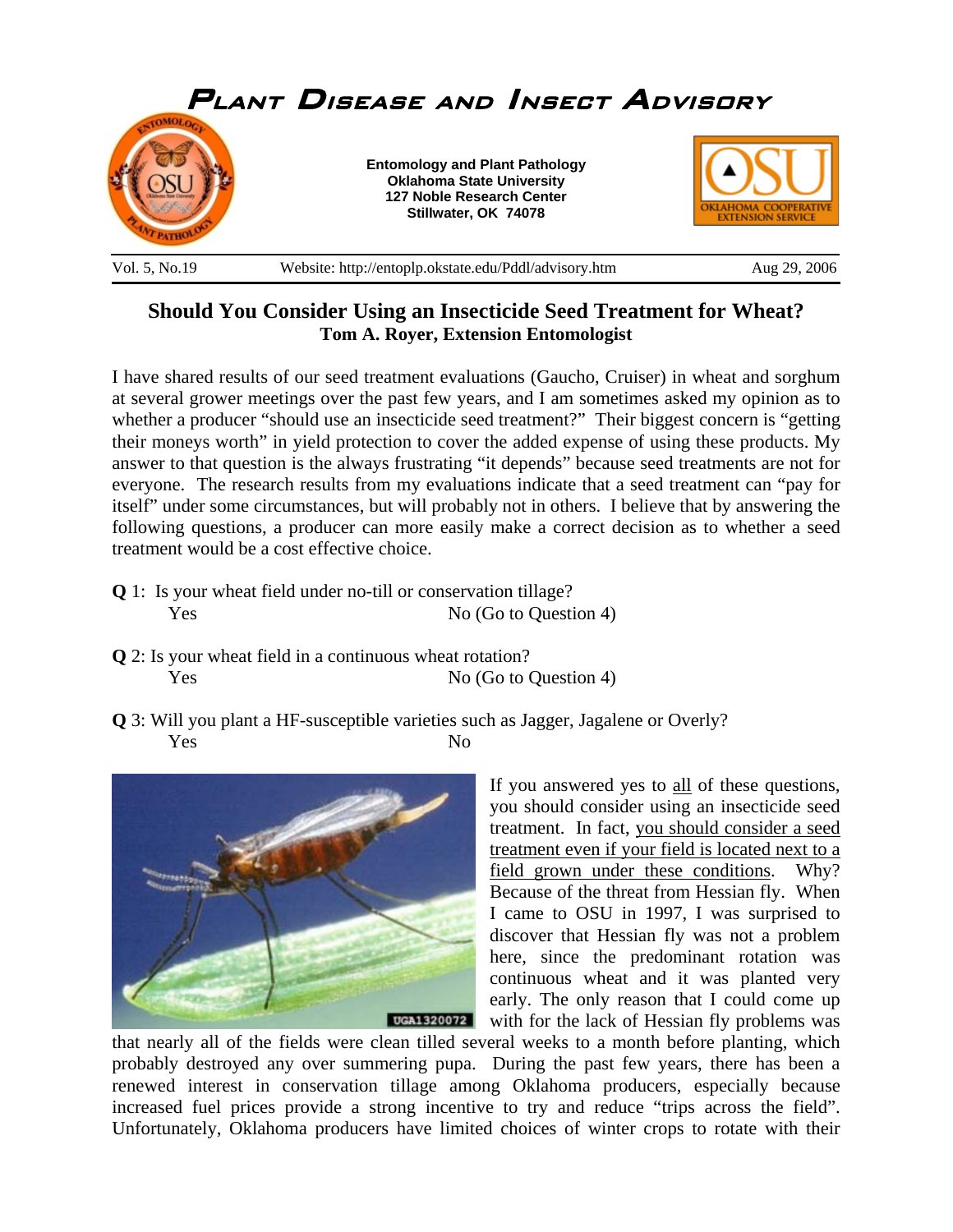# Plant Disease and Insect Advisory

**Entomology and Plant Pathology**
**Oklahoma State University**
**127 Noble Research Center**
**Stillwater, OK 74078**

Vol. 5, No.19 Website: http://entoplp.okstate.edu/Pddl/advisory.htm Aug 29, 2006

## Should You Consider Using an Insecticide Seed Treatment for Wheat?

**Tom A. Royer, Extension Entomologist**

I have shared results of our seed treatment evaluations (Gaucho, Cruiser) in wheat and sorghum at several grower meetings over the past few years, and I am sometimes asked my opinion as to whether a producer "should use an insecticide seed treatment?" Their biggest concern is "getting their moneys worth" in yield protection to cover the added expense of using these products. My answer to that question is the always frustrating "it depends" because seed treatments are not for everyone. The research results from my evaluations indicate that a seed treatment can "pay for itself" under some circumstances, but will probably not in others. I believe that by answering the following questions, a producer can more easily make a correct decision as to whether a seed treatment would be a cost effective choice.

**Q** 1: Is your wheat field under no-till or conservation tillage?
 Yes No (Go to Question 4)

**Q** 2: Is your wheat field in a continuous wheat rotation?
 Yes No (Go to Question 4)

**Q** 3: Will you plant a HF-susceptible varieties such as Jagger, Jagalene or Overly?
 Yes No

If you answered yes to all of these questions, you should consider using an insecticide seed treatment. In fact, you should consider a seed treatment even if your field is located next to a field grown under these conditions. Why? Because of the threat from Hessian fly. When I came to OSU in 1997, I was surprised to discover that Hessian fly was not a problem here, since the predominant rotation was continuous wheat and it was planted very early. The only reason that I could come up with for the lack of Hessian fly problems was that nearly all of the fields were clean tilled several weeks to a month before planting, which probably destroyed any over summering pupa. During the past few years, there has been a renewed interest in conservation tillage among Oklahoma producers, especially because increased fuel prices provide a strong incentive to try and reduce "trips across the field". Unfortunately, Oklahoma producers have limited choices of winter crops to rotate with their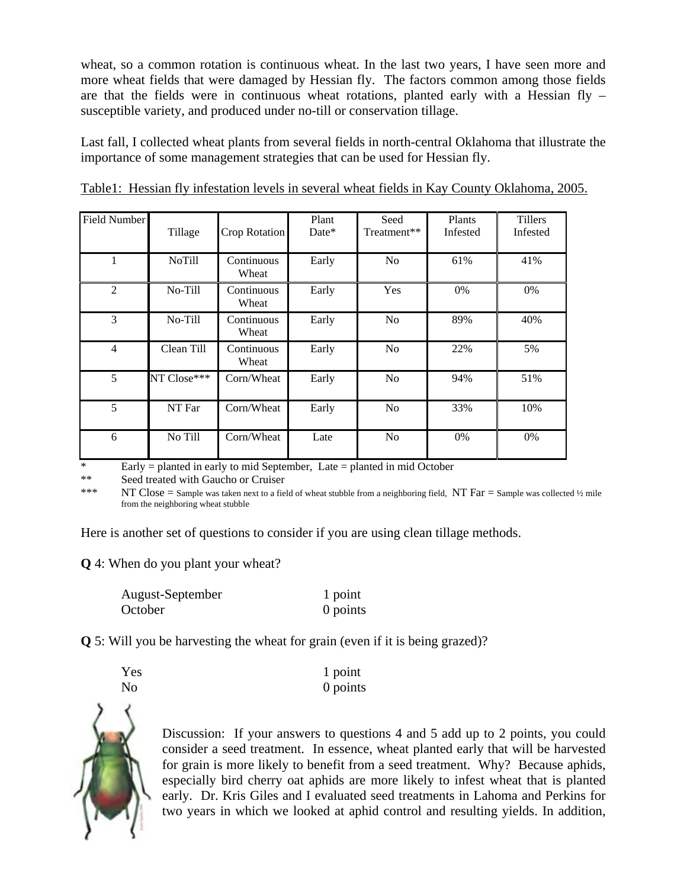wheat, so a common rotation is continuous wheat. In the last two years, I have seen more and more wheat fields that were damaged by Hessian fly. The factors common among those fields are that the fields were in continuous wheat rotations, planted early with a Hessian fly – susceptible variety, and produced under no-till or conservation tillage.

Last fall, I collected wheat plants from several fields in north-central Oklahoma that illustrate the importance of some management strategies that can be used for Hessian fly.

Table1: Hessian fly infestation levels in several wheat fields in Kay County Oklahoma, 2005.

| Field Number | Tillage | Crop Rotation | Plant Date* | Seed Treatment** | Plants Infested | Tillers Infested |
|---|---|---|---|---|---|---|
| 1 | NoTill | Continuous Wheat | Early | No | 61% | 41% |
| 2 | No-Till | Continuous Wheat | Early | Yes | 0% | 0% |
| 3 | No-Till | Continuous Wheat | Early | No | 89% | 40% |
| 4 | Clean Till | Continuous Wheat | Early | No | 22% | 5% |
| 5 | NT Close*** | Corn/Wheat | Early | No | 94% | 51% |
| 5 | NT Far | Corn/Wheat | Early | No | 33% | 10% |
| 6 | No Till | Corn/Wheat | Late | No | 0% | 0% |

\* Early = planted in early to mid September, Late = planted in mid October

\** Seed treated with Gaucho or Cruiser

\*** NT Close = Sample was taken next to a field of wheat stubble from a neighboring field, NT Far = Sample was collected ½ mile from the neighboring wheat stubble

Here is another set of questions to consider if you are using clean tillage methods.

**Q** 4: When do you plant your wheat?

| | |
|---|---|
| August-September | 1 point |
| October | 0 points |

**Q** 5: Will you be harvesting the wheat for grain (even if it is being grazed)?

| | |
|---|---|
| Yes | 1 point |
| No | 0 points |

Discussion: If your answers to questions 4 and 5 add up to 2 points, you could consider a seed treatment. In essence, wheat planted early that will be harvested for grain is more likely to benefit from a seed treatment. Why? Because aphids, especially bird cherry oat aphids are more likely to infest wheat that is planted early. Dr. Kris Giles and I evaluated seed treatments in Lahoma and Perkins for two years in which we looked at aphid control and resulting yields. In addition,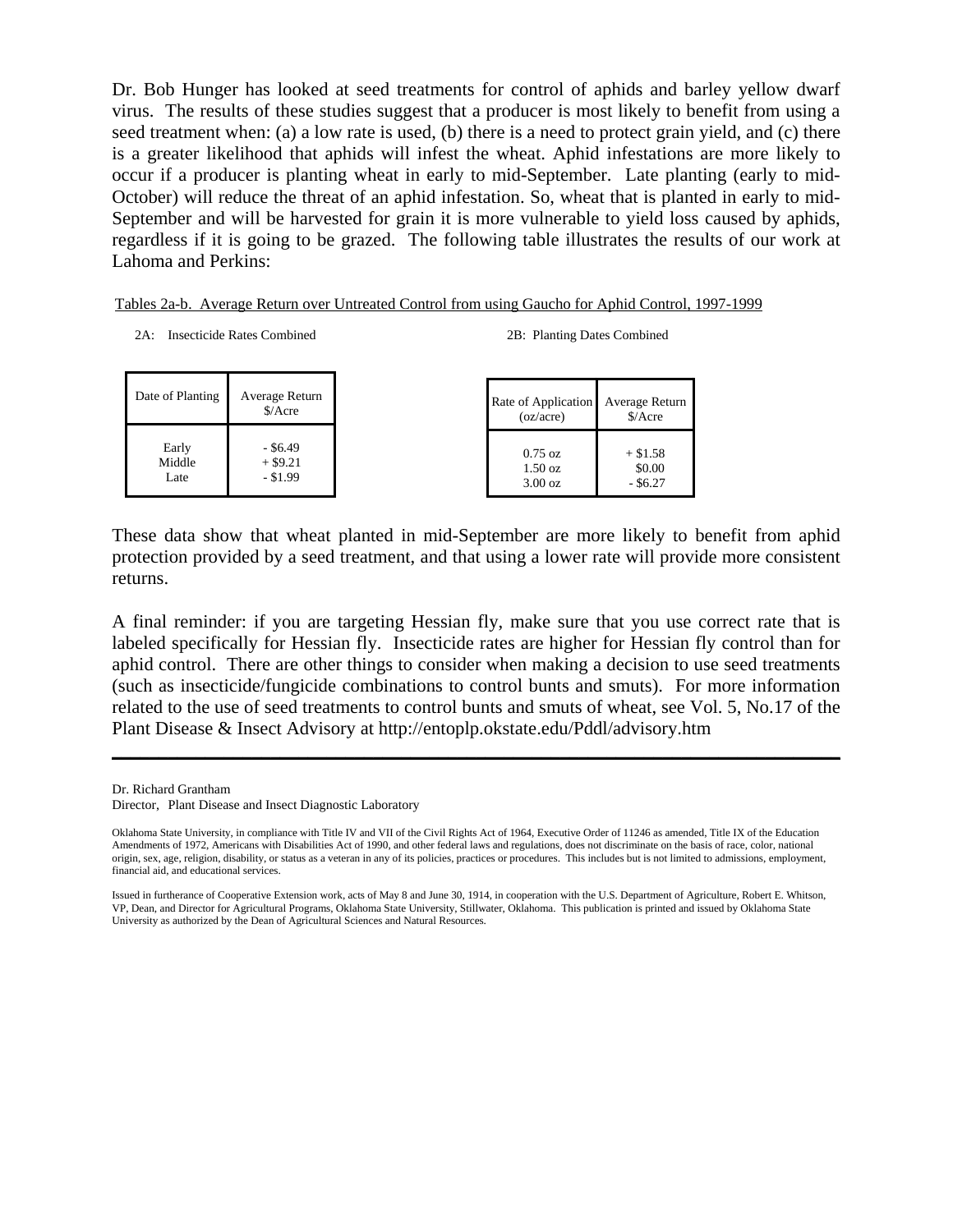Dr. Bob Hunger has looked at seed treatments for control of aphids and barley yellow dwarf virus. The results of these studies suggest that a producer is most likely to benefit from using a seed treatment when: (a) a low rate is used, (b) there is a need to protect grain yield, and (c) there is a greater likelihood that aphids will infest the wheat. Aphid infestations are more likely to occur if a producer is planting wheat in early to mid-September. Late planting (early to mid-October) will reduce the threat of an aphid infestation. So, wheat that is planted in early to mid-September and will be harvested for grain it is more vulnerable to yield loss caused by aphids, regardless if it is going to be grazed. The following table illustrates the results of our work at Lahoma and Perkins:

Tables 2a-b. Average Return over Untreated Control from using Gaucho for Aphid Control, 1997-1999

2A: Insecticide Rates Combined

| Date of Planting | Average Return $/Acre |
|---|---|
| Early | - $6.49 |
| Middle | + $9.21 |
| Late | - $1.99 |

2B: Planting Dates Combined

| Rate of Application (oz/acre) | Average Return $/Acre |
|---|---|
| 0.75 oz | + $1.58 |
| 1.50 oz | $0.00 |
| 3.00 oz | - $6.27 |

These data show that wheat planted in mid-September are more likely to benefit from aphid protection provided by a seed treatment, and that using a lower rate will provide more consistent returns.

A final reminder: if you are targeting Hessian fly, make sure that you use correct rate that is labeled specifically for Hessian fly. Insecticide rates are higher for Hessian fly control than for aphid control. There are other things to consider when making a decision to use seed treatments (such as insecticide/fungicide combinations to control bunts and smuts). For more information related to the use of seed treatments to control bunts and smuts of wheat, see Vol. 5, No.17 of the Plant Disease & Insect Advisory at http://entoplp.okstate.edu/Pddl/advisory.htm

---

Dr. Richard Grantham
Director, Plant Disease and Insect Diagnostic Laboratory

Oklahoma State University, in compliance with Title IV and VII of the Civil Rights Act of 1964, Executive Order of 11246 as amended, Title IX of the Education Amendments of 1972, Americans with Disabilities Act of 1990, and other federal laws and regulations, does not discriminate on the basis of race, color, national origin, sex, age, religion, disability, or status as a veteran in any of its policies, practices or procedures. This includes but is not limited to admissions, employment, financial aid, and educational services.

Issued in furtherance of Cooperative Extension work, acts of May 8 and June 30, 1914, in cooperation with the U.S. Department of Agriculture, Robert E. Whitson, VP, Dean, and Director for Agricultural Programs, Oklahoma State University, Stillwater, Oklahoma. This publication is printed and issued by Oklahoma State University as authorized by the Dean of Agricultural Sciences and Natural Resources.